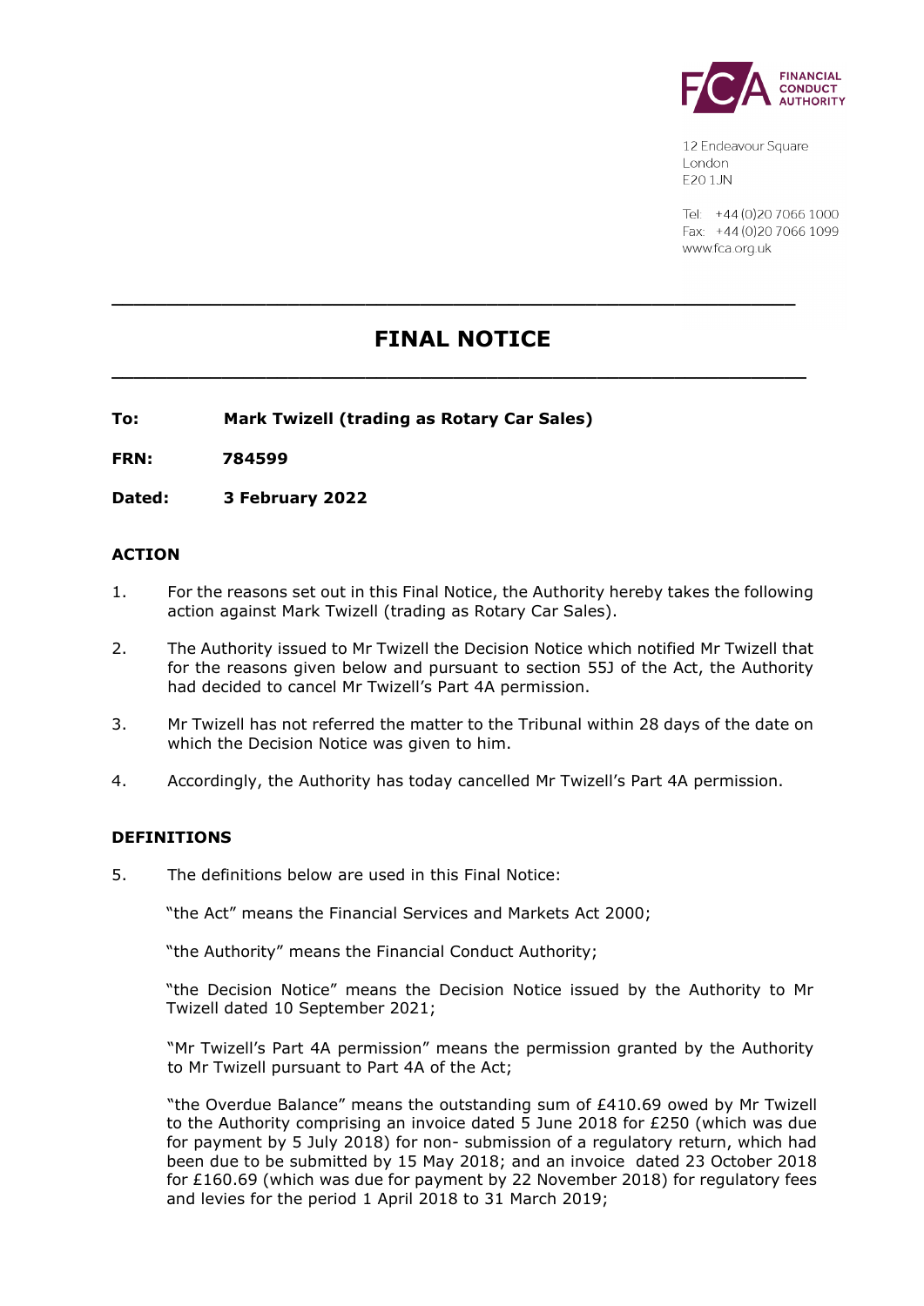12 Endeavour Square
London
E20 1JN

Tel: +44 (0)20 7066 1000
Fax: +44 (0)20 7066 1099
www.fca.org.uk

---

# FINAL NOTICE

---

**To:** **Mark Twizell (trading as Rotary Car Sales)**

**FRN:** **784599**

**Dated:** **3 February 2022**

## ACTION

1. For the reasons set out in this Final Notice, the Authority hereby takes the following action against Mark Twizell (trading as Rotary Car Sales).

2. The Authority issued to Mr Twizell the Decision Notice which notified Mr Twizell that for the reasons given below and pursuant to section 55J of the Act, the Authority had decided to cancel Mr Twizell's Part 4A permission.

3. Mr Twizell has not referred the matter to the Tribunal within 28 days of the date on which the Decision Notice was given to him.

4. Accordingly, the Authority has today cancelled Mr Twizell's Part 4A permission.

## DEFINITIONS

5. The definitions below are used in this Final Notice:

   "the Act" means the Financial Services and Markets Act 2000;

   "the Authority" means the Financial Conduct Authority;

   "the Decision Notice" means the Decision Notice issued by the Authority to Mr Twizell dated 10 September 2021;

   "Mr Twizell's Part 4A permission" means the permission granted by the Authority to Mr Twizell pursuant to Part 4A of the Act;

   "the Overdue Balance" means the outstanding sum of £410.69 owed by Mr Twizell to the Authority comprising an invoice dated 5 June 2018 for £250 (which was due for payment by 5 July 2018) for non- submission of a regulatory return, which had been due to be submitted by 15 May 2018; and an invoice dated 23 October 2018 for £160.69 (which was due for payment by 22 November 2018) for regulatory fees and levies for the period 1 April 2018 to 31 March 2019;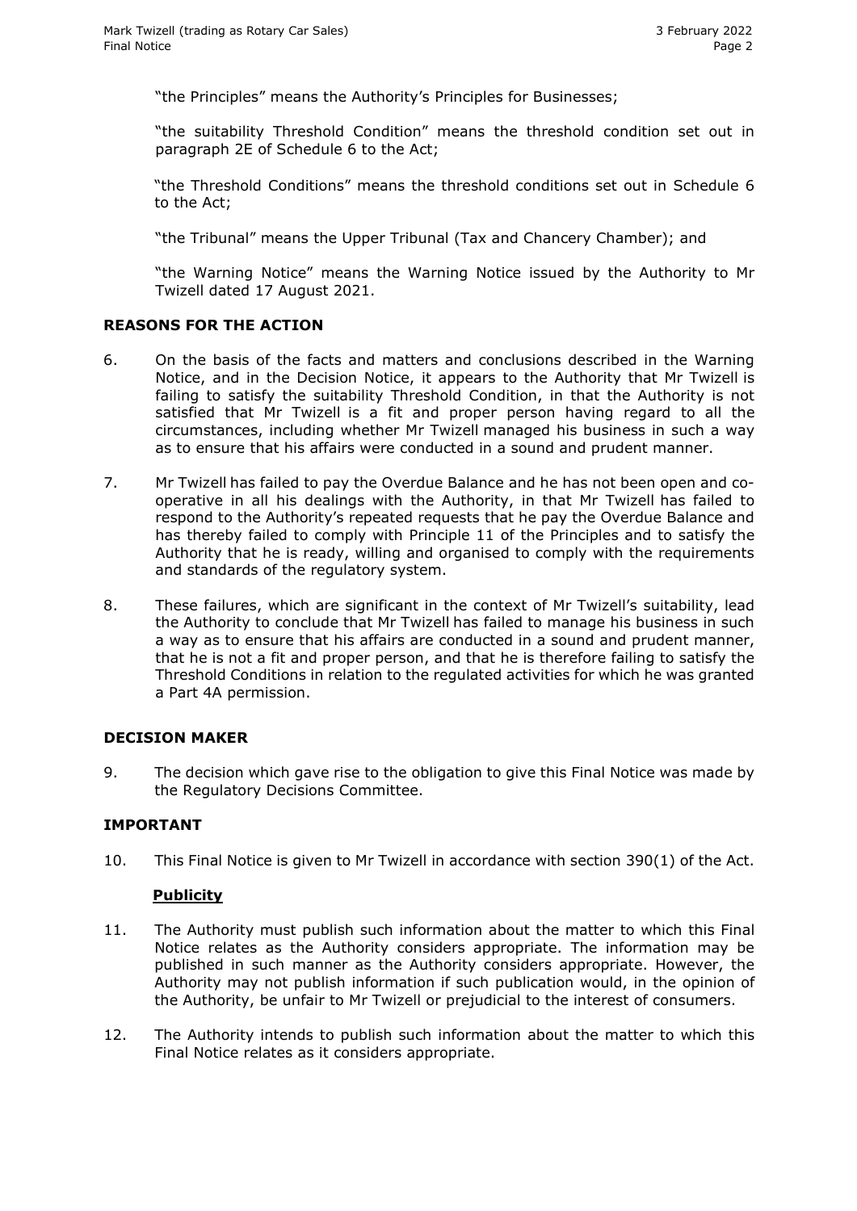"the Principles" means the Authority's Principles for Businesses;

"the suitability Threshold Condition" means the threshold condition set out in paragraph 2E of Schedule 6 to the Act;

"the Threshold Conditions" means the threshold conditions set out in Schedule 6 to the Act;

"the Tribunal" means the Upper Tribunal (Tax and Chancery Chamber); and

"the Warning Notice" means the Warning Notice issued by the Authority to Mr Twizell dated 17 August 2021.

## REASONS FOR THE ACTION

6. On the basis of the facts and matters and conclusions described in the Warning Notice, and in the Decision Notice, it appears to the Authority that Mr Twizell is failing to satisfy the suitability Threshold Condition, in that the Authority is not satisfied that Mr Twizell is a fit and proper person having regard to all the circumstances, including whether Mr Twizell managed his business in such a way as to ensure that his affairs were conducted in a sound and prudent manner.

7. Mr Twizell has failed to pay the Overdue Balance and he has not been open and co-operative in all his dealings with the Authority, in that Mr Twizell has failed to respond to the Authority's repeated requests that he pay the Overdue Balance and has thereby failed to comply with Principle 11 of the Principles and to satisfy the Authority that he is ready, willing and organised to comply with the requirements and standards of the regulatory system.

8. These failures, which are significant in the context of Mr Twizell's suitability, lead the Authority to conclude that Mr Twizell has failed to manage his business in such a way as to ensure that his affairs are conducted in a sound and prudent manner, that he is not a fit and proper person, and that he is therefore failing to satisfy the Threshold Conditions in relation to the regulated activities for which he was granted a Part 4A permission.

## DECISION MAKER

9. The decision which gave rise to the obligation to give this Final Notice was made by the Regulatory Decisions Committee.

## IMPORTANT

10. This Final Notice is given to Mr Twizell in accordance with section 390(1) of the Act.

### Publicity

11. The Authority must publish such information about the matter to which this Final Notice relates as the Authority considers appropriate. The information may be published in such manner as the Authority considers appropriate. However, the Authority may not publish information if such publication would, in the opinion of the Authority, be unfair to Mr Twizell or prejudicial to the interest of consumers.

12. The Authority intends to publish such information about the matter to which this Final Notice relates as it considers appropriate.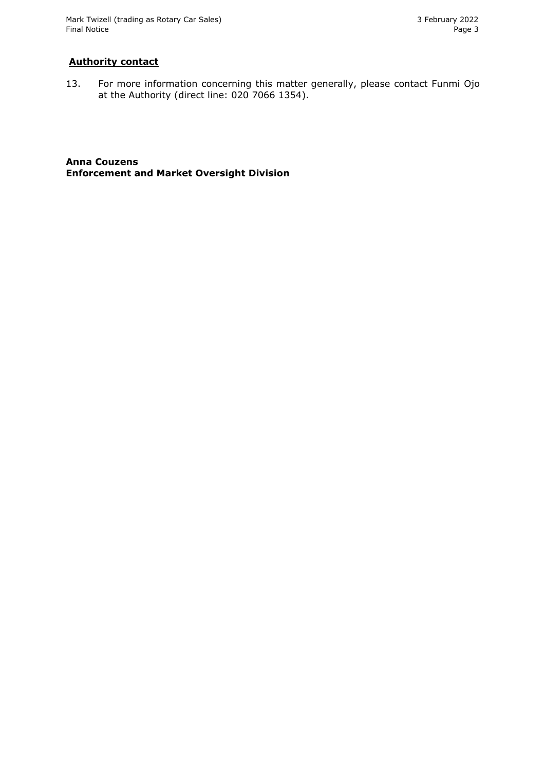## Authority contact

13. For more information concerning this matter generally, please contact Funmi Ojo at the Authority (direct line: 020 7066 1354).

**Anna Couzens**
**Enforcement and Market Oversight Division**